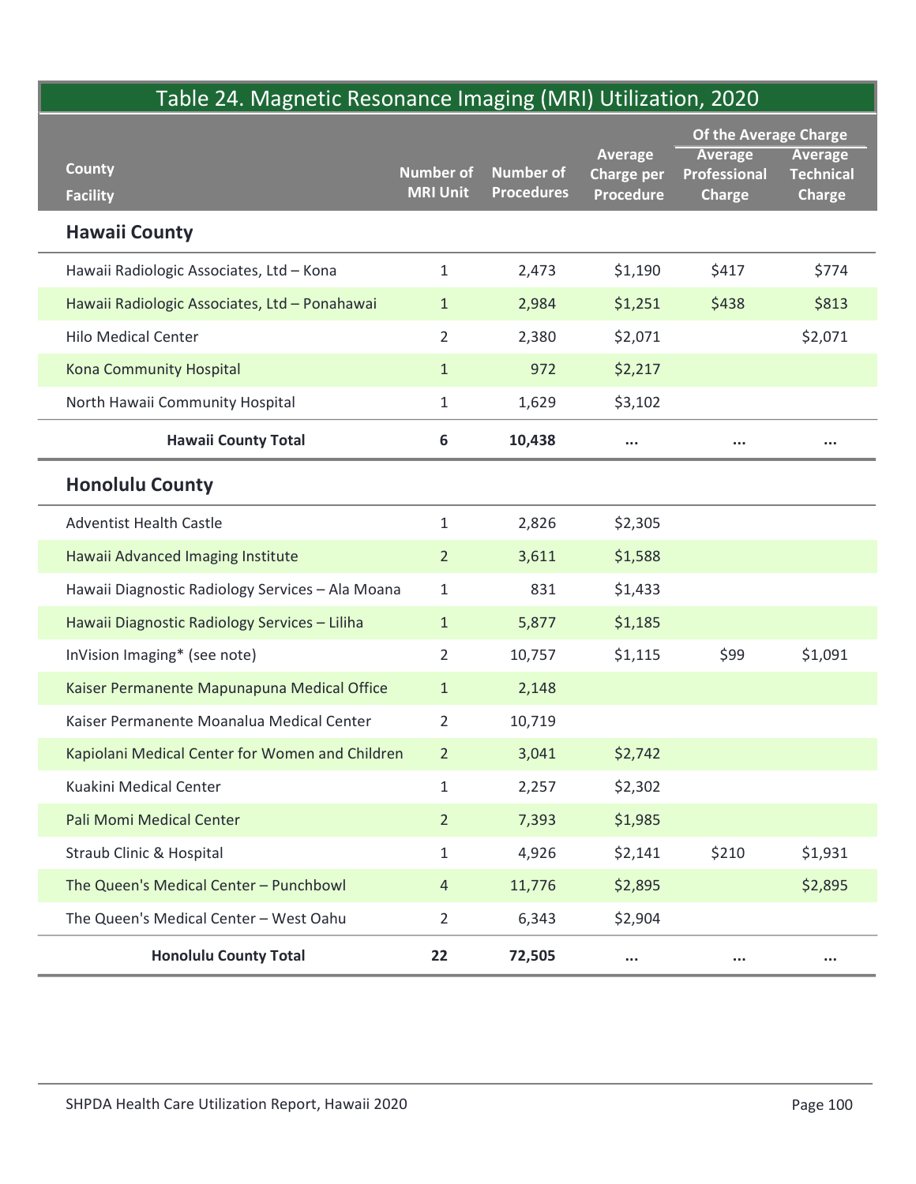## Table 24. Magnetic Resonance Imaging (MRI) Utilization, 2020

| County<br>Facility | Number of MRI Unit | Number of Procedures | Average Charge per Procedure | Of the Average Charge | |
|---|---|---|---|---|---|
| | | | | Average Professional Charge | Average Technical Charge |
| **Hawaii County** | | | | | |
| Hawaii Radiologic Associates, Ltd – Kona | 1 | 2,473 | $1,190 | $417 | $774 |
| Hawaii Radiologic Associates, Ltd – Ponahawai | 1 | 2,984 | $1,251 | $438 | $813 |
| Hilo Medical Center | 2 | 2,380 | $2,071 | | $2,071 |
| Kona Community Hospital | 1 | 972 | $2,217 | | |
| North Hawaii Community Hospital | 1 | 1,629 | $3,102 | | |
| **Hawaii County Total** | **6** | **10,438** | **...** | **...** | **...** |
| **Honolulu County** | | | | | |
| Adventist Health Castle | 1 | 2,826 | $2,305 | | |
| Hawaii Advanced Imaging Institute | 2 | 3,611 | $1,588 | | |
| Hawaii Diagnostic Radiology Services – Ala Moana | 1 | 831 | $1,433 | | |
| Hawaii Diagnostic Radiology Services – Liliha | 1 | 5,877 | $1,185 | | |
| InVision Imaging* (see note) | 2 | 10,757 | $1,115 | $99 | $1,091 |
| Kaiser Permanente Mapunapuna Medical Office | 1 | 2,148 | | | |
| Kaiser Permanente Moanalua Medical Center | 2 | 10,719 | | | |
| Kapiolani Medical Center for Women and Children | 2 | 3,041 | $2,742 | | |
| Kuakini Medical Center | 1 | 2,257 | $2,302 | | |
| Pali Momi Medical Center | 2 | 7,393 | $1,985 | | |
| Straub Clinic & Hospital | 1 | 4,926 | $2,141 | $210 | $1,931 |
| The Queen's Medical Center – Punchbowl | 4 | 11,776 | $2,895 | | $2,895 |
| The Queen's Medical Center – West Oahu | 2 | 6,343 | $2,904 | | |
| **Honolulu County Total** | **22** | **72,505** | **...** | **...** | **...** |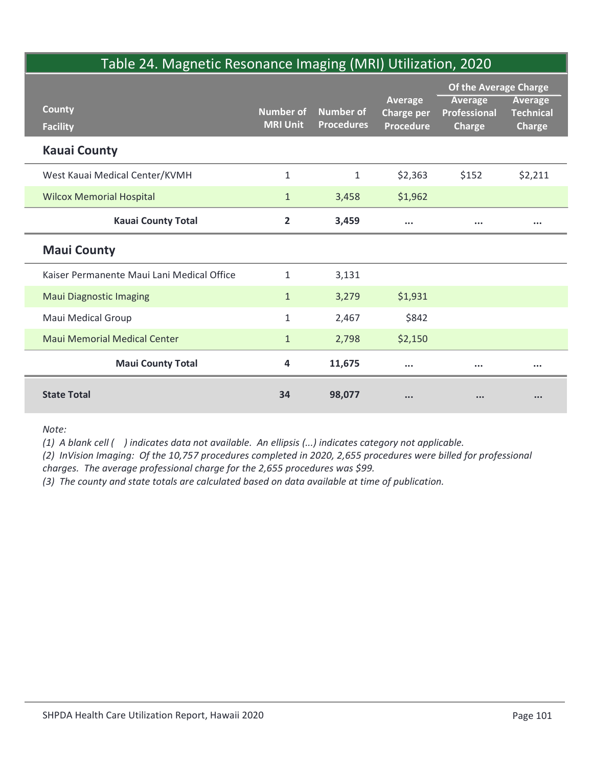## Table 24. Magnetic Resonance Imaging (MRI) Utilization, 2020

| County<br>Facility | Number of MRI Unit | Number of Procedures | Average Charge per Procedure | Of the Average Charge: Average Professional Charge | Of the Average Charge: Average Technical Charge |
|---|---|---|---|---|---|
| **Kauai County** | | | | | |
| West Kauai Medical Center/KVMH | 1 | 1 | $2,363 | $152 | $2,211 |
| Wilcox Memorial Hospital | 1 | 3,458 | $1,962 | | |
| **Kauai County Total** | **2** | **3,459** | **...** | **...** | **...** |
| **Maui County** | | | | | |
| Kaiser Permanente Maui Lani Medical Office | 1 | 3,131 | | | |
| Maui Diagnostic Imaging | 1 | 3,279 | $1,931 | | |
| Maui Medical Group | 1 | 2,467 | $842 | | |
| Maui Memorial Medical Center | 1 | 2,798 | $2,150 | | |
| **Maui County Total** | **4** | **11,675** | **...** | **...** | **...** |
| **State Total** | **34** | **98,077** | **...** | **...** | **...** |

*Note:*

*(1) A blank cell ( ) indicates data not available. An ellipsis (...) indicates category not applicable.*

*(2) InVision Imaging: Of the 10,757 procedures completed in 2020, 2,655 procedures were billed for professional charges. The average professional charge for the 2,655 procedures was $99.*

*(3) The county and state totals are calculated based on data available at time of publication.*